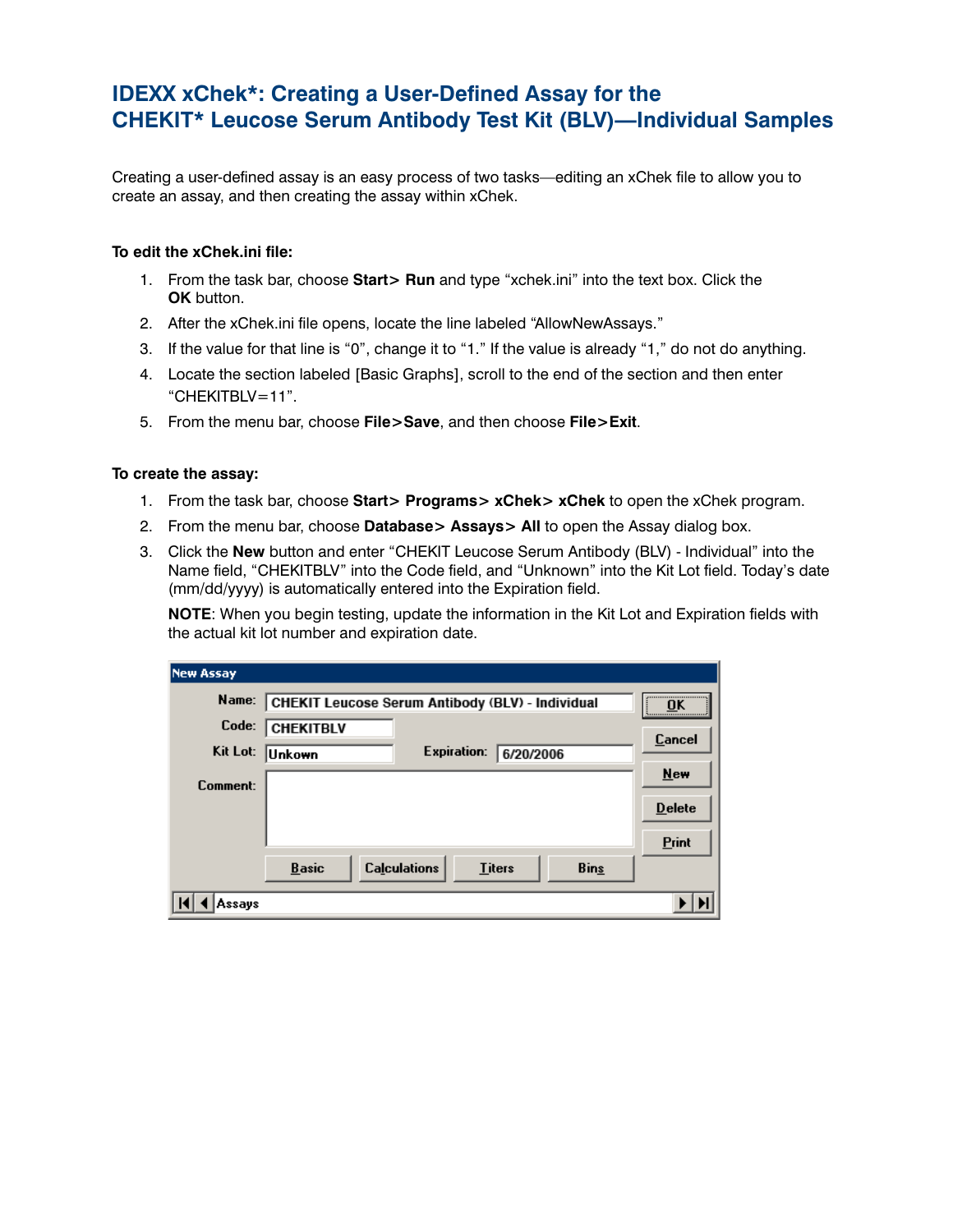# IDEXX xChek*: Creating a User-Defined Assay for the CHEKIT* Leucose Serum Antibody Test Kit (BLV)—Individual Samples

Creating a user-defined assay is an easy process of two tasks—editing an xChek file to allow you to create an assay, and then creating the assay within xChek.

**To edit the xChek.ini file:**

1. From the task bar, choose **Start> Run** and type "xchek.ini" into the text box. Click the **OK** button.
2. After the xChek.ini file opens, locate the line labeled "AllowNewAssays."
3. If the value for that line is "0", change it to "1." If the value is already "1," do not do anything.
4. Locate the section labeled [Basic Graphs], scroll to the end of the section and then enter "CHEKITBLV=11".
5. From the menu bar, choose **File>Save**, and then choose **File>Exit**.

**To create the assay:**

1. From the task bar, choose **Start> Programs> xChek> xChek** to open the xChek program.
2. From the menu bar, choose **Database> Assays> All** to open the Assay dialog box.
3. Click the **New** button and enter "CHEKIT Leucose Serum Antibody (BLV) - Individual" into the Name field, "CHEKITBLV" into the Code field, and "Unknown" into the Kit Lot field. Today's date (mm/dd/yyyy) is automatically entered into the Expiration field.

   **NOTE**: When you begin testing, update the information in the Kit Lot and Expiration fields with the actual kit lot number and expiration date.

New Assay

Name: CHEKIT Leucose Serum Antibody (BLV) - Individual
Code: CHEKITBLV
Kit Lot: Unkown
Expiration: 6/20/2006
Comment:

OK | Cancel | New | Delete | Print

Basic | Calculations | Titers | Bins

Assays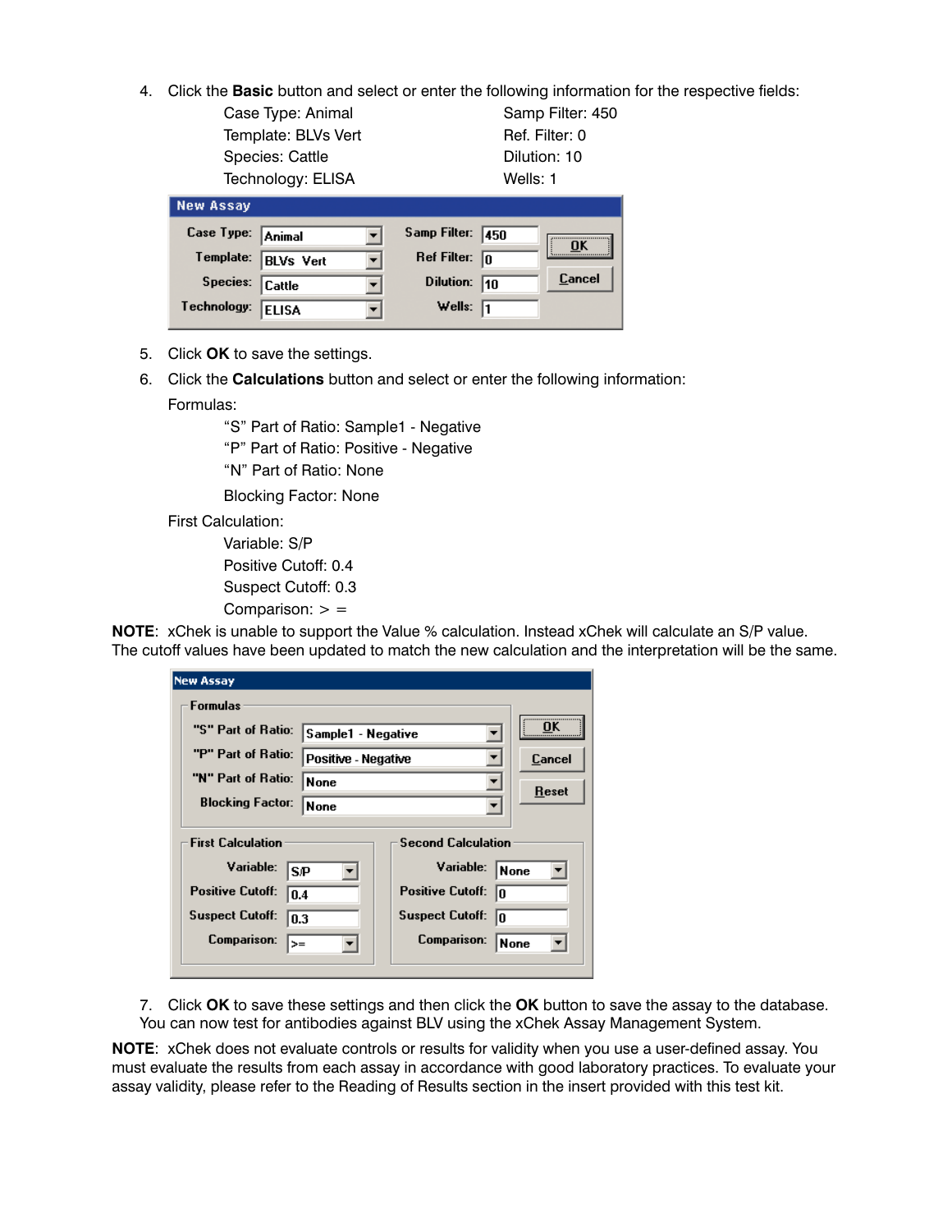4. Click the **Basic** button and select or enter the following information for the respective fields:

| | |
|---|---|
| Case Type: Animal | Samp Filter: 450 |
| Template: BLVs Vert | Ref. Filter: 0 |
| Species: Cattle | Dilution: 10 |
| Technology: ELISA | Wells: 1 |

**New Assay**

| | | | |
|---|---|---|---|
| Case Type: | Animal | Samp Filter: | 450 |
| Template: | BLVs Vert | Ref Filter: | 0 |
| Species: | Cattle | Dilution: | 10 |
| Technology: | ELISA | Wells: | 1 |

OK | Cancel

5. Click **OK** to save the settings.
6. Click the **Calculations** button and select or enter the following information:

   Formulas:

   "S" Part of Ratio: Sample1 - Negative
   "P" Part of Ratio: Positive - Negative
   "N" Part of Ratio: None

   Blocking Factor: None

   First Calculation:

   Variable: S/P
   Positive Cutoff: 0.4
   Suspect Cutoff: 0.3
   Comparison: > =

**NOTE**: xChek is unable to support the Value % calculation. Instead xChek will calculate an S/P value. The cutoff values have been updated to match the new calculation and the interpretation will be the same.

**New Assay**

Formulas

| | |
|---|---|
| "S" Part of Ratio: | Sample1 - Negative |
| "P" Part of Ratio: | Positive - Negative |
| "N" Part of Ratio: | None |
| Blocking Factor: | None |

OK | Cancel | Reset

| First Calculation | | Second Calculation | |
|---|---|---|---|
| Variable: | S/P | Variable: | None |
| Positive Cutoff: | 0.4 | Positive Cutoff: | 0 |
| Suspect Cutoff: | 0.3 | Suspect Cutoff: | 0 |
| Comparison: | >= | Comparison: | None |

7. Click **OK** to save these settings and then click the **OK** button to save the assay to the database. You can now test for antibodies against BLV using the xChek Assay Management System.

**NOTE**: xChek does not evaluate controls or results for validity when you use a user-defined assay. You must evaluate the results from each assay in accordance with good laboratory practices. To evaluate your assay validity, please refer to the Reading of Results section in the insert provided with this test kit.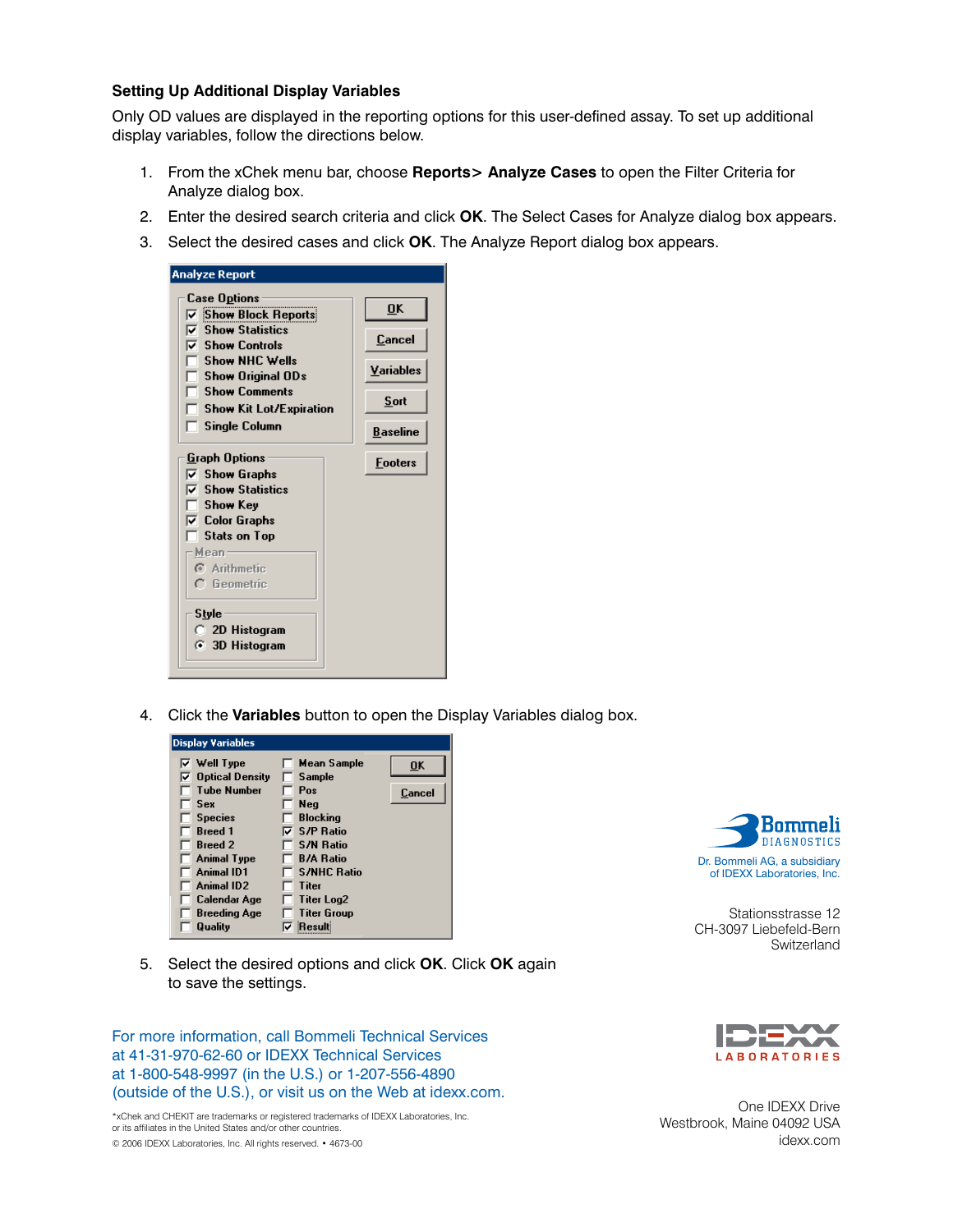### Setting Up Additional Display Variables

Only OD values are displayed in the reporting options for this user-defined assay. To set up additional display variables, follow the directions below.

1. From the xChek menu bar, choose **Reports> Analyze Cases** to open the Filter Criteria for Analyze dialog box.
2. Enter the desired search criteria and click **OK**. The Select Cases for Analyze dialog box appears.
3. Select the desired cases and click **OK**. The Analyze Report dialog box appears.

Analyze Report

Case Options
- [x] Show Block Reports
- [x] Show Statistics
- [x] Show Controls
- [ ] Show NHC Wells
- [ ] Show Original ODs
- [ ] Show Comments
- [ ] Show Kit Lot/Expiration
- [ ] Single Column

Graph Options
- [x] Show Graphs
- [x] Show Statistics
- [ ] Show Key
- [x] Color Graphs
- [ ] Stats on Top

Mean
- (•) Arithmetic
- ( ) Geometric

Style
- ( ) 2D Histogram
- (•) 3D Histogram

OK | Cancel | Variables | Sort | Baseline | Footers

4. Click the **Variables** button to open the Display Variables dialog box.

Display Variables

- [x] Well Type
- [x] Optical Density
- [ ] Tube Number
- [ ] Sex
- [ ] Species
- [ ] Breed 1
- [ ] Breed 2
- [ ] Animal Type
- [ ] Animal ID1
- [ ] Animal ID2
- [ ] Calendar Age
- [ ] Breeding Age
- [ ] Quality
- [ ] Mean Sample
- [ ] Sample
- [ ] Pos
- [ ] Neg
- [ ] Blocking
- [x] S/P Ratio
- [ ] S/N Ratio
- [ ] B/A Ratio
- [ ] S/NHC Ratio
- [ ] Titer
- [ ] Titer Log2
- [ ] Titer Group
- [x] Result

OK | Cancel

5. Select the desired options and click **OK**. Click **OK** again to save the settings.

For more information, call Bommeli Technical Services at 41-31-970-62-60 or IDEXX Technical Services at 1-800-548-9997 (in the U.S.) or 1-207-556-4890 (outside of the U.S.), or visit us on the Web at idexx.com.

*xChek and CHEKIT are trademarks or registered trademarks of IDEXX Laboratories, Inc. or its affiliates in the United States and/or other countries.

© 2006 IDEXX Laboratories, Inc. All rights reserved. • 4673-00

Bommeli DIAGNOSTICS

Dr. Bommeli AG, a subsidiary of IDEXX Laboratories, Inc.

Stationsstrasse 12
CH-3097 Liebefeld-Bern
Switzerland

IDEXX LABORATORIES

One IDEXX Drive
Westbrook, Maine 04092 USA
idexx.com